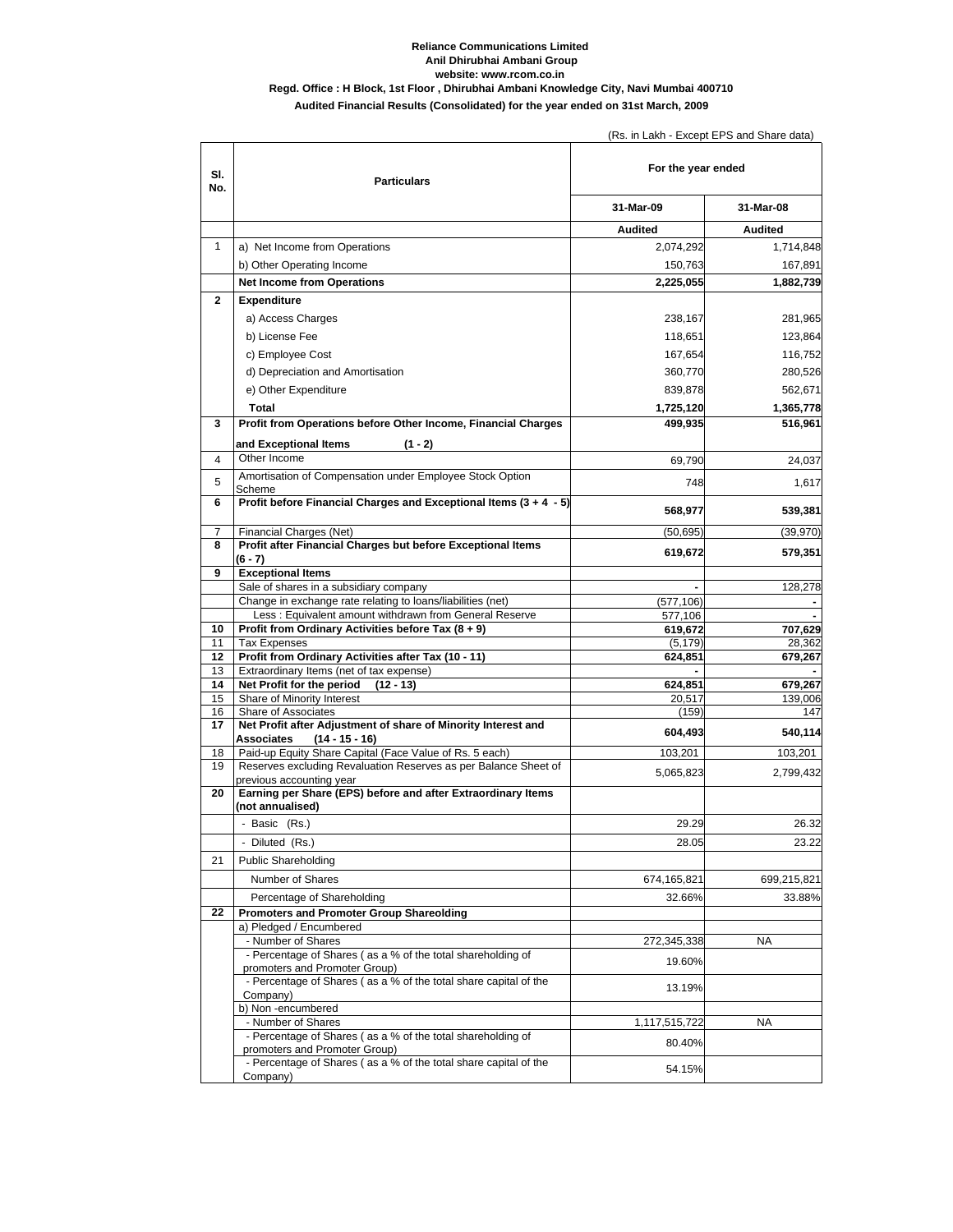**Reliance Communications Limited**
**Anil Dhirubhai Ambani Group**
**website: www.rcom.co.in**
**Regd. Office : H Block, 1st Floor , Dhirubhai Ambani Knowledge City, Navi Mumbai 400710**
**Audited Financial Results (Consolidated) for the year ended on 31st March, 2009**

(Rs. in Lakh - Except EPS and Share data)

| Sl. No. | Particulars | For the year ended | |
|---|---|---|---|
| | | 31-Mar-09 | 31-Mar-08 |
| | | **Audited** | **Audited** |
| 1 | a) Net Income from Operations | 2,074,292 | 1,714,848 |
| | b) Other Operating Income | 150,763 | 167,891 |
| | **Net Income from Operations** | **2,225,055** | **1,882,739** |
| **2** | **Expenditure** | | |
| | a) Access Charges | 238,167 | 281,965 |
| | b) License Fee | 118,651 | 123,864 |
| | c) Employee Cost | 167,654 | 116,752 |
| | d) Depreciation and Amortisation | 360,770 | 280,526 |
| | e) Other Expenditure | 839,878 | 562,671 |
| | **Total** | **1,725,120** | **1,365,778** |
| **3** | **Profit from Operations before Other Income, Financial Charges and Exceptional Items (1 - 2)** | **499,935** | **516,961** |
| 4 | Other Income | 69,790 | 24,037 |
| 5 | Amortisation of Compensation under Employee Stock Option Scheme | 748 | 1,617 |
| **6** | **Profit before Financial Charges and Exceptional Items (3 + 4 - 5)** | **568,977** | **539,381** |
| 7 | Financial Charges (Net) | (50,695) | (39,970) |
| **8** | **Profit after Financial Charges but before Exceptional Items (6 - 7)** | **619,672** | **579,351** |
| **9** | **Exceptional Items** | | |
| | Sale of shares in a subsidiary company | - | 128,278 |
| | Change in exchange rate relating to loans/liabilities (net) | (577,106) | - |
| | Less : Equivalent amount withdrawn from General Reserve | 577,106 | - |
| **10** | **Profit from Ordinary Activities before Tax (8 + 9)** | **619,672** | **707,629** |
| 11 | Tax Expenses | (5,179) | 28,362 |
| **12** | **Profit from Ordinary Activities after Tax (10 - 11)** | **624,851** | **679,267** |
| 13 | Extraordinary Items (net of tax expense) | - | - |
| **14** | **Net Profit for the period (12 - 13)** | **624,851** | **679,267** |
| 15 | Share of Minority Interest | 20,517 | 139,006 |
| 16 | Share of Associates | (159) | 147 |
| **17** | **Net Profit after Adjustment of share of Minority Interest and Associates (14 - 15 - 16)** | **604,493** | **540,114** |
| 18 | Paid-up Equity Share Capital (Face Value of Rs. 5 each) | 103,201 | 103,201 |
| 19 | Reserves excluding Revaluation Reserves as per Balance Sheet of previous accounting year | 5,065,823 | 2,799,432 |
| **20** | **Earning per Share (EPS) before and after Extraordinary Items (not annualised)** | | |
| | - Basic (Rs.) | 29.29 | 26.32 |
| | - Diluted (Rs.) | 28.05 | 23.22 |
| 21 | Public Shareholding | | |
| | Number of Shares | 674,165,821 | 699,215,821 |
| | Percentage of Shareholding | 32.66% | 33.88% |
| **22** | **Promoters and Promoter Group Shareolding** | | |
| | a) Pledged / Encumbered | | |
| | - Number of Shares | 272,345,338 | NA |
| | - Percentage of Shares ( as a % of the total shareholding of promoters and Promoter Group) | 19.60% | |
| | - Percentage of Shares ( as a % of the total share capital of the Company) | 13.19% | |
| | b) Non -encumbered | | |
| | - Number of Shares | 1,117,515,722 | NA |
| | - Percentage of Shares ( as a % of the total shareholding of promoters and Promoter Group) | 80.40% | |
| | - Percentage of Shares ( as a % of the total share capital of the Company) | 54.15% | |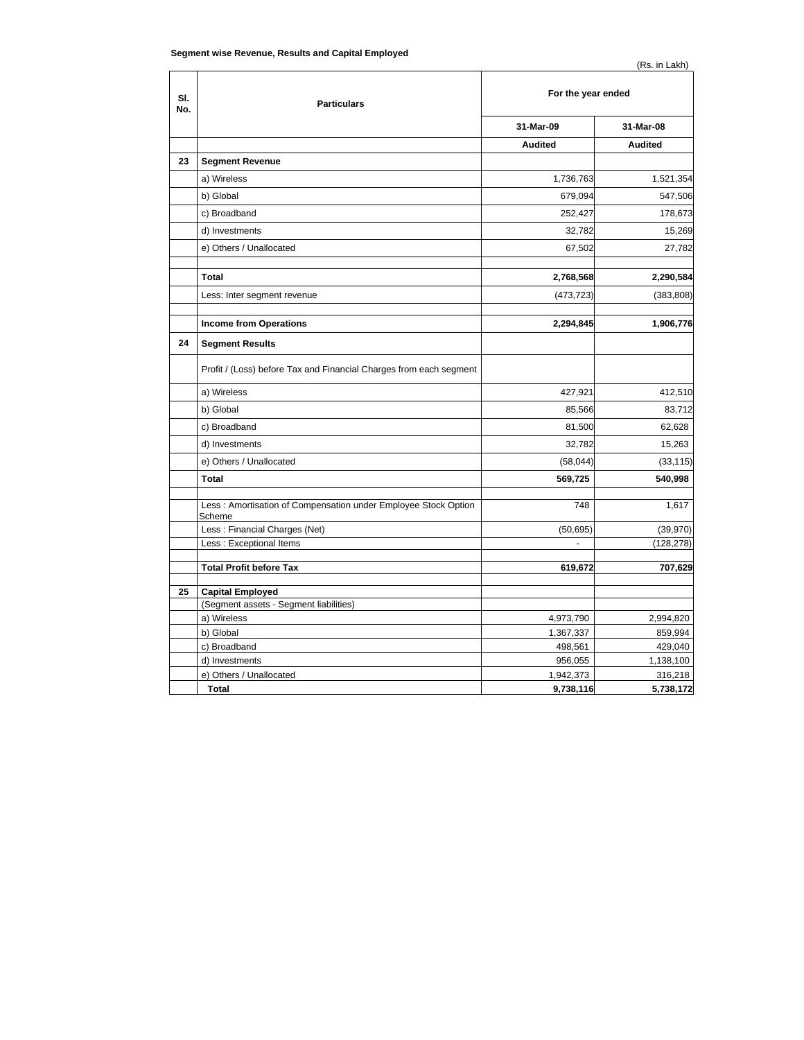**Segment wise Revenue, Results and Capital Employed**

(Rs. in Lakh)

| Sl. No. | Particulars | For the year ended | |
|---|---|---|---|
| | | 31-Mar-09 | 31-Mar-08 |
| | | Audited | Audited |
| 23 | **Segment Revenue** | | |
| | a) Wireless | 1,736,763 | 1,521,354 |
| | b) Global | 679,094 | 547,506 |
| | c) Broadband | 252,427 | 178,673 |
| | d) Investments | 32,782 | 15,269 |
| | e) Others / Unallocated | 67,502 | 27,782 |
| | | | |
| | **Total** | **2,768,568** | **2,290,584** |
| | Less: Inter segment revenue | (473,723) | (383,808) |
| | | | |
| | **Income from Operations** | **2,294,845** | **1,906,776** |
| 24 | **Segment Results** | | |
| | Profit / (Loss) before Tax and Financial Charges from each segment | | |
| | a) Wireless | 427,921 | 412,510 |
| | b) Global | 85,566 | 83,712 |
| | c) Broadband | 81,500 | 62,628 |
| | d) Investments | 32,782 | 15,263 |
| | e) Others / Unallocated | (58,044) | (33,115) |
| | **Total** | **569,725** | **540,998** |
| | | | |
| | Less : Amortisation of Compensation under Employee Stock Option Scheme | 748 | 1,617 |
| | Less : Financial Charges (Net) | (50,695) | (39,970) |
| | Less : Exceptional Items | - | (128,278) |
| | | | |
| | **Total Profit before Tax** | **619,672** | **707,629** |
| | | | |
| 25 | **Capital Employed** | | |
| | (Segment assets - Segment liabilities) | | |
| | a) Wireless | 4,973,790 | 2,994,820 |
| | b) Global | 1,367,337 | 859,994 |
| | c) Broadband | 498,561 | 429,040 |
| | d) Investments | 956,055 | 1,138,100 |
| | e) Others / Unallocated | 1,942,373 | 316,218 |
| | **Total** | **9,738,116** | **5,738,172** |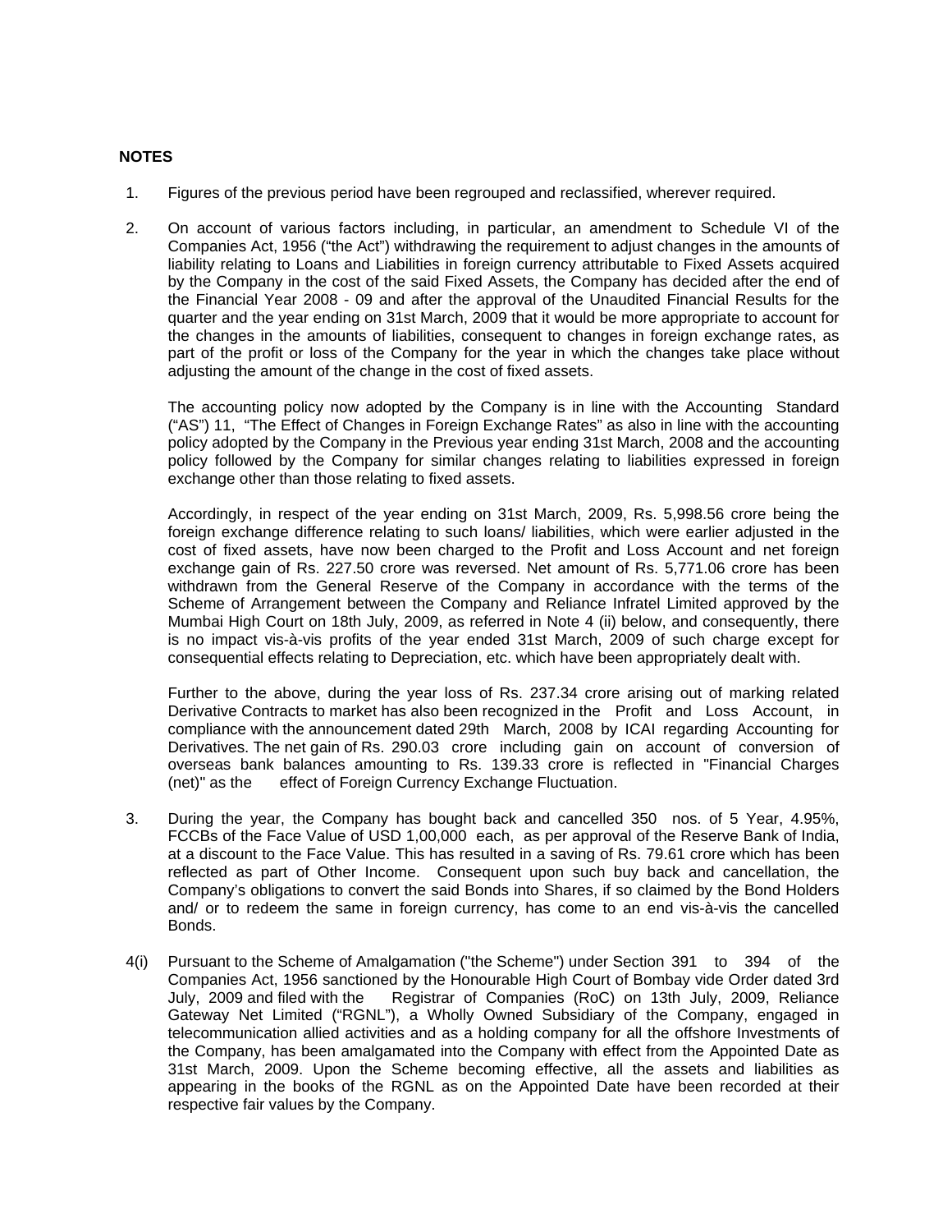## NOTES

1. Figures of the previous period have been regrouped and reclassified, wherever required.

2. On account of various factors including, in particular, an amendment to Schedule VI of the Companies Act, 1956 ("the Act") withdrawing the requirement to adjust changes in the amounts of liability relating to Loans and Liabilities in foreign currency attributable to Fixed Assets acquired by the Company in the cost of the said Fixed Assets, the Company has decided after the end of the Financial Year 2008 - 09 and after the approval of the Unaudited Financial Results for the quarter and the year ending on 31st March, 2009 that it would be more appropriate to account for the changes in the amounts of liabilities, consequent to changes in foreign exchange rates, as part of the profit or loss of the Company for the year in which the changes take place without adjusting the amount of the change in the cost of fixed assets.

   The accounting policy now adopted by the Company is in line with the Accounting Standard ("AS") 11, "The Effect of Changes in Foreign Exchange Rates" as also in line with the accounting policy adopted by the Company in the Previous year ending 31st March, 2008 and the accounting policy followed by the Company for similar changes relating to liabilities expressed in foreign exchange other than those relating to fixed assets.

   Accordingly, in respect of the year ending on 31st March, 2009, Rs. 5,998.56 crore being the foreign exchange difference relating to such loans/ liabilities, which were earlier adjusted in the cost of fixed assets, have now been charged to the Profit and Loss Account and net foreign exchange gain of Rs. 227.50 crore was reversed. Net amount of Rs. 5,771.06 crore has been withdrawn from the General Reserve of the Company in accordance with the terms of the Scheme of Arrangement between the Company and Reliance Infratel Limited approved by the Mumbai High Court on 18th July, 2009, as referred in Note 4 (ii) below, and consequently, there is no impact vis-à-vis profits of the year ended 31st March, 2009 of such charge except for consequential effects relating to Depreciation, etc. which have been appropriately dealt with.

   Further to the above, during the year loss of Rs. 237.34 crore arising out of marking related Derivative Contracts to market has also been recognized in the Profit and Loss Account, in compliance with the announcement dated 29th March, 2008 by ICAI regarding Accounting for Derivatives. The net gain of Rs. 290.03 crore including gain on account of conversion of overseas bank balances amounting to Rs. 139.33 crore is reflected in "Financial Charges (net)" as the effect of Foreign Currency Exchange Fluctuation.

3. During the year, the Company has bought back and cancelled 350 nos. of 5 Year, 4.95%, FCCBs of the Face Value of USD 1,00,000 each, as per approval of the Reserve Bank of India, at a discount to the Face Value. This has resulted in a saving of Rs. 79.61 crore which has been reflected as part of Other Income. Consequent upon such buy back and cancellation, the Company's obligations to convert the said Bonds into Shares, if so claimed by the Bond Holders and/ or to redeem the same in foreign currency, has come to an end vis-à-vis the cancelled Bonds.

4(i) Pursuant to the Scheme of Amalgamation ("the Scheme") under Section 391 to 394 of the Companies Act, 1956 sanctioned by the Honourable High Court of Bombay vide Order dated 3rd July, 2009 and filed with the Registrar of Companies (RoC) on 13th July, 2009, Reliance Gateway Net Limited ("RGNL"), a Wholly Owned Subsidiary of the Company, engaged in telecommunication allied activities and as a holding company for all the offshore Investments of the Company, has been amalgamated into the Company with effect from the Appointed Date as 31st March, 2009. Upon the Scheme becoming effective, all the assets and liabilities as appearing in the books of the RGNL as on the Appointed Date have been recorded at their respective fair values by the Company.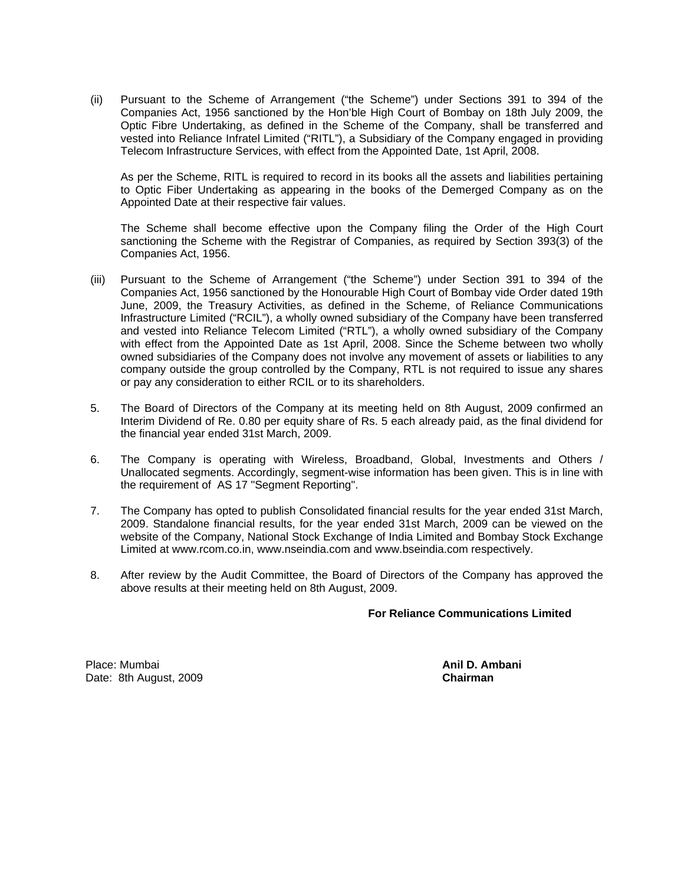(ii) Pursuant to the Scheme of Arrangement ("the Scheme") under Sections 391 to 394 of the Companies Act, 1956 sanctioned by the Hon'ble High Court of Bombay on 18th July 2009, the Optic Fibre Undertaking, as defined in the Scheme of the Company, shall be transferred and vested into Reliance Infratel Limited ("RITL"), a Subsidiary of the Company engaged in providing Telecom Infrastructure Services, with effect from the Appointed Date, 1st April, 2008.

As per the Scheme, RITL is required to record in its books all the assets and liabilities pertaining to Optic Fiber Undertaking as appearing in the books of the Demerged Company as on the Appointed Date at their respective fair values.

The Scheme shall become effective upon the Company filing the Order of the High Court sanctioning the Scheme with the Registrar of Companies, as required by Section 393(3) of the Companies Act, 1956.

(iii) Pursuant to the Scheme of Arrangement ("the Scheme") under Section 391 to 394 of the Companies Act, 1956 sanctioned by the Honourable High Court of Bombay vide Order dated 19th June, 2009, the Treasury Activities, as defined in the Scheme, of Reliance Communications Infrastructure Limited ("RCIL"), a wholly owned subsidiary of the Company have been transferred and vested into Reliance Telecom Limited ("RTL"), a wholly owned subsidiary of the Company with effect from the Appointed Date as 1st April, 2008. Since the Scheme between two wholly owned subsidiaries of the Company does not involve any movement of assets or liabilities to any company outside the group controlled by the Company, RTL is not required to issue any shares or pay any consideration to either RCIL or to its shareholders.

5. The Board of Directors of the Company at its meeting held on 8th August, 2009 confirmed an Interim Dividend of Re. 0.80 per equity share of Rs. 5 each already paid, as the final dividend for the financial year ended 31st March, 2009.

6. The Company is operating with Wireless, Broadband, Global, Investments and Others / Unallocated segments. Accordingly, segment-wise information has been given. This is in line with the requirement of AS 17 "Segment Reporting".

7. The Company has opted to publish Consolidated financial results for the year ended 31st March, 2009. Standalone financial results, for the year ended 31st March, 2009 can be viewed on the website of the Company, National Stock Exchange of India Limited and Bombay Stock Exchange Limited at www.rcom.co.in, www.nseindia.com and www.bseindia.com respectively.

8. After review by the Audit Committee, the Board of Directors of the Company has approved the above results at their meeting held on 8th August, 2009.

**For Reliance Communications Limited**

Place: Mumbai
Date: 8th August, 2009

**Anil D. Ambani**
**Chairman**